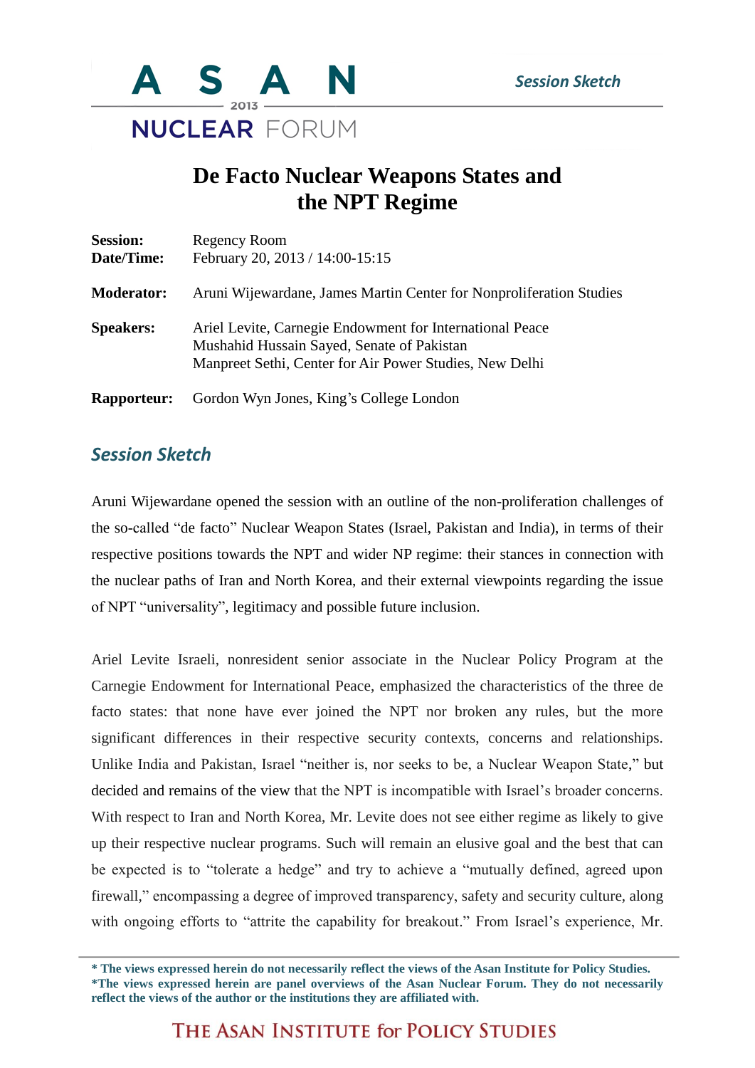# De Facto Nuclear Weapons States and the NPT Regime

**Session:** Regency Room
**Date/Time:** February 20, 2013 / 14:00-15:15

**Moderator:** Aruni Wijewardane, James Martin Center for Nonproliferation Studies

**Speakers:** Ariel Levite, Carnegie Endowment for International Peace
Mushahid Hussain Sayed, Senate of Pakistan
Manpreet Sethi, Center for Air Power Studies, New Delhi

**Rapporteur:** Gordon Wyn Jones, King's College London

## *Session Sketch*

Aruni Wijewardane opened the session with an outline of the non-proliferation challenges of the so-called "de facto" Nuclear Weapon States (Israel, Pakistan and India), in terms of their respective positions towards the NPT and wider NP regime: their stances in connection with the nuclear paths of Iran and North Korea, and their external viewpoints regarding the issue of NPT "universality", legitimacy and possible future inclusion.

Ariel Levite Israeli, nonresident senior associate in the Nuclear Policy Program at the Carnegie Endowment for International Peace, emphasized the characteristics of the three de facto states: that none have ever joined the NPT nor broken any rules, but the more significant differences in their respective security contexts, concerns and relationships. Unlike India and Pakistan, Israel "neither is, nor seeks to be, a Nuclear Weapon State," but decided and remains of the view that the NPT is incompatible with Israel's broader concerns. With respect to Iran and North Korea, Mr. Levite does not see either regime as likely to give up their respective nuclear programs. Such will remain an elusive goal and the best that can be expected is to "tolerate a hedge" and try to achieve a "mutually defined, agreed upon firewall," encompassing a degree of improved transparency, safety and security culture, along with ongoing efforts to "attrite the capability for breakout." From Israel's experience, Mr.

**\* The views expressed herein do not necessarily reflect the views of the Asan Institute for Policy Studies.**
**\*The views expressed herein are panel overviews of the Asan Nuclear Forum. They do not necessarily reflect the views of the author or the institutions they are affiliated with.**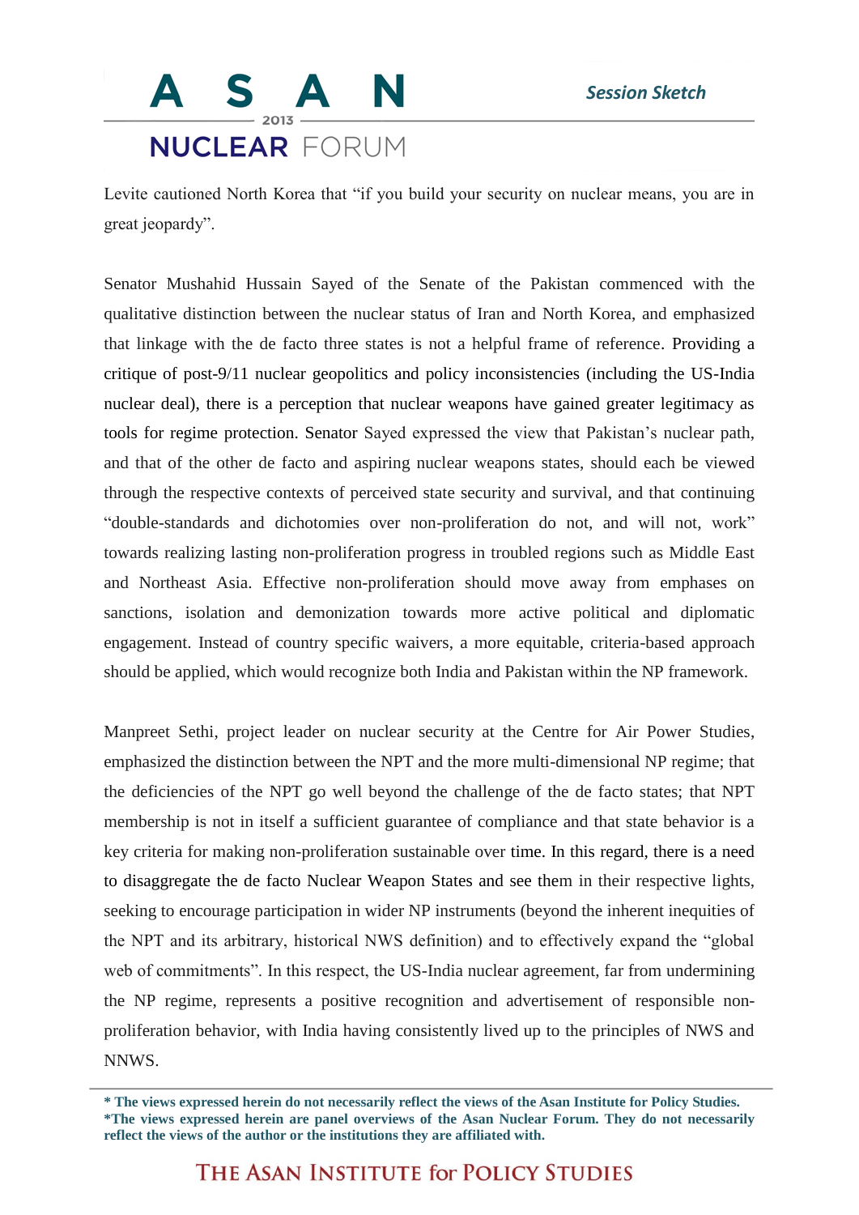Levite cautioned North Korea that "if you build your security on nuclear means, you are in great jeopardy".

Senator Mushahid Hussain Sayed of the Senate of the Pakistan commenced with the qualitative distinction between the nuclear status of Iran and North Korea, and emphasized that linkage with the de facto three states is not a helpful frame of reference. Providing a critique of post-9/11 nuclear geopolitics and policy inconsistencies (including the US-India nuclear deal), there is a perception that nuclear weapons have gained greater legitimacy as tools for regime protection. Senator Sayed expressed the view that Pakistan's nuclear path, and that of the other de facto and aspiring nuclear weapons states, should each be viewed through the respective contexts of perceived state security and survival, and that continuing "double-standards and dichotomies over non-proliferation do not, and will not, work" towards realizing lasting non-proliferation progress in troubled regions such as Middle East and Northeast Asia. Effective non-proliferation should move away from emphases on sanctions, isolation and demonization towards more active political and diplomatic engagement. Instead of country specific waivers, a more equitable, criteria-based approach should be applied, which would recognize both India and Pakistan within the NP framework.

Manpreet Sethi, project leader on nuclear security at the Centre for Air Power Studies, emphasized the distinction between the NPT and the more multi-dimensional NP regime; that the deficiencies of the NPT go well beyond the challenge of the de facto states; that NPT membership is not in itself a sufficient guarantee of compliance and that state behavior is a key criteria for making non-proliferation sustainable over time. In this regard, there is a need to disaggregate the de facto Nuclear Weapon States and see them in their respective lights, seeking to encourage participation in wider NP instruments (beyond the inherent inequities of the NPT and its arbitrary, historical NWS definition) and to effectively expand the "global web of commitments". In this respect, the US-India nuclear agreement, far from undermining the NP regime, represents a positive recognition and advertisement of responsible non-proliferation behavior, with India having consistently lived up to the principles of NWS and NNWS.

**\* The views expressed herein do not necessarily reflect the views of the Asan Institute for Policy Studies.**
**\*The views expressed herein are panel overviews of the Asan Nuclear Forum. They do not necessarily reflect the views of the author or the institutions they are affiliated with.**